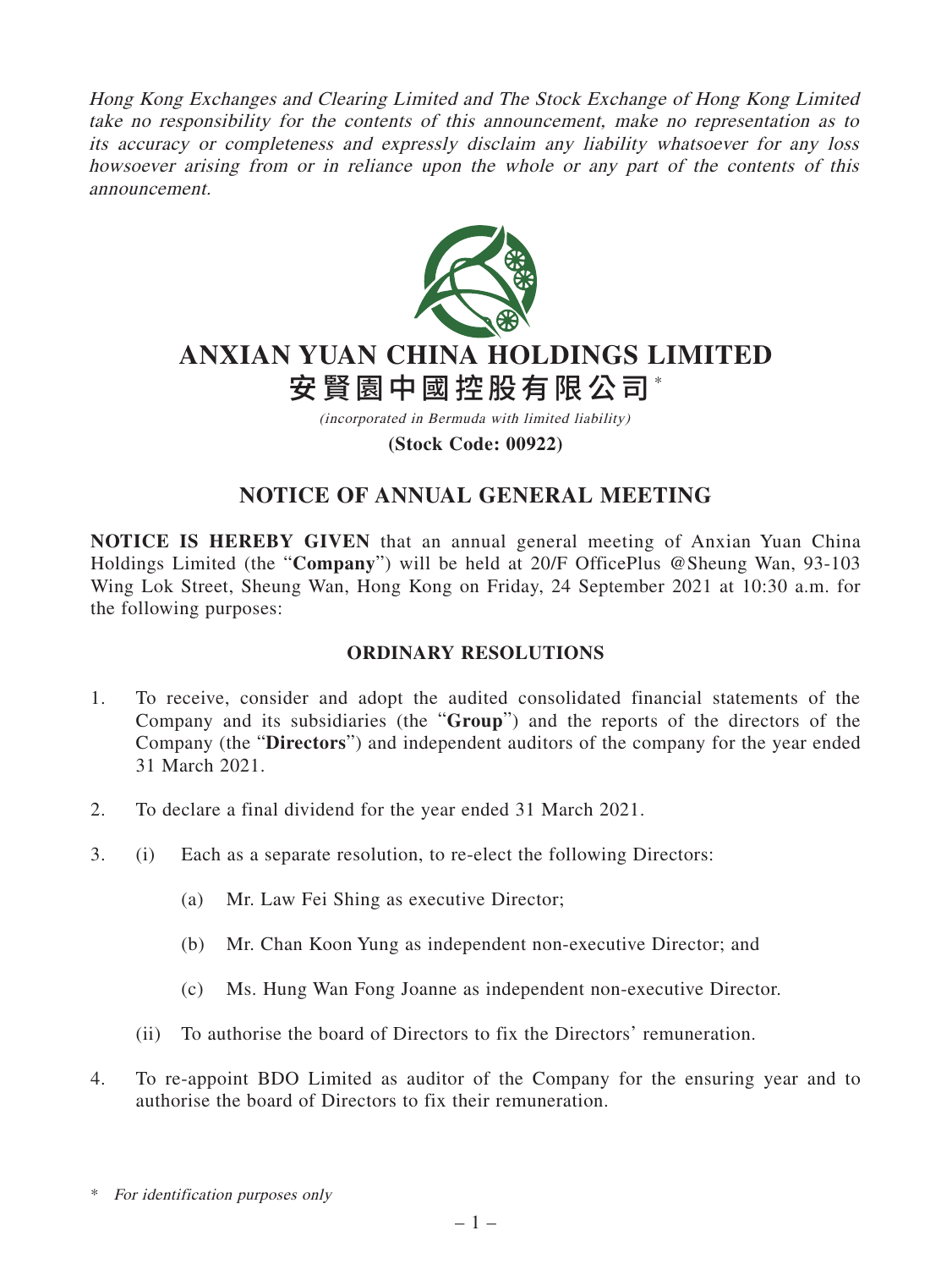*Hong Kong Exchanges and Clearing Limited and The Stock Exchange of Hong Kong Limited take no responsibility for the contents of this announcement, make no representation as to its accuracy or completeness and expressly disclaim any liability whatsoever for any loss howsoever arising from or in reliance upon the whole or any part of the contents of this announcement.*

# ANXIAN YUAN CHINA HOLDINGS LIMITED
# 安賢園中國控股有限公司*

*(incorporated in Bermuda with limited liability)*

**(Stock Code: 00922)**

## NOTICE OF ANNUAL GENERAL MEETING

**NOTICE IS HEREBY GIVEN** that an annual general meeting of Anxian Yuan China Holdings Limited (the "**Company**") will be held at 20/F OfficePlus @Sheung Wan, 93-103 Wing Lok Street, Sheung Wan, Hong Kong on Friday, 24 September 2021 at 10:30 a.m. for the following purposes:

### ORDINARY RESOLUTIONS

1. To receive, consider and adopt the audited consolidated financial statements of the Company and its subsidiaries (the "**Group**") and the reports of the directors of the Company (the "**Directors**") and independent auditors of the company for the year ended 31 March 2021.

2. To declare a final dividend for the year ended 31 March 2021.

3. (i) Each as a separate resolution, to re-elect the following Directors:

   (a) Mr. Law Fei Shing as executive Director;

   (b) Mr. Chan Koon Yung as independent non-executive Director; and

   (c) Ms. Hung Wan Fong Joanne as independent non-executive Director.

   (ii) To authorise the board of Directors to fix the Directors' remuneration.

4. To re-appoint BDO Limited as auditor of the Company for the ensuring year and to authorise the board of Directors to fix their remuneration.

\* *For identification purposes only*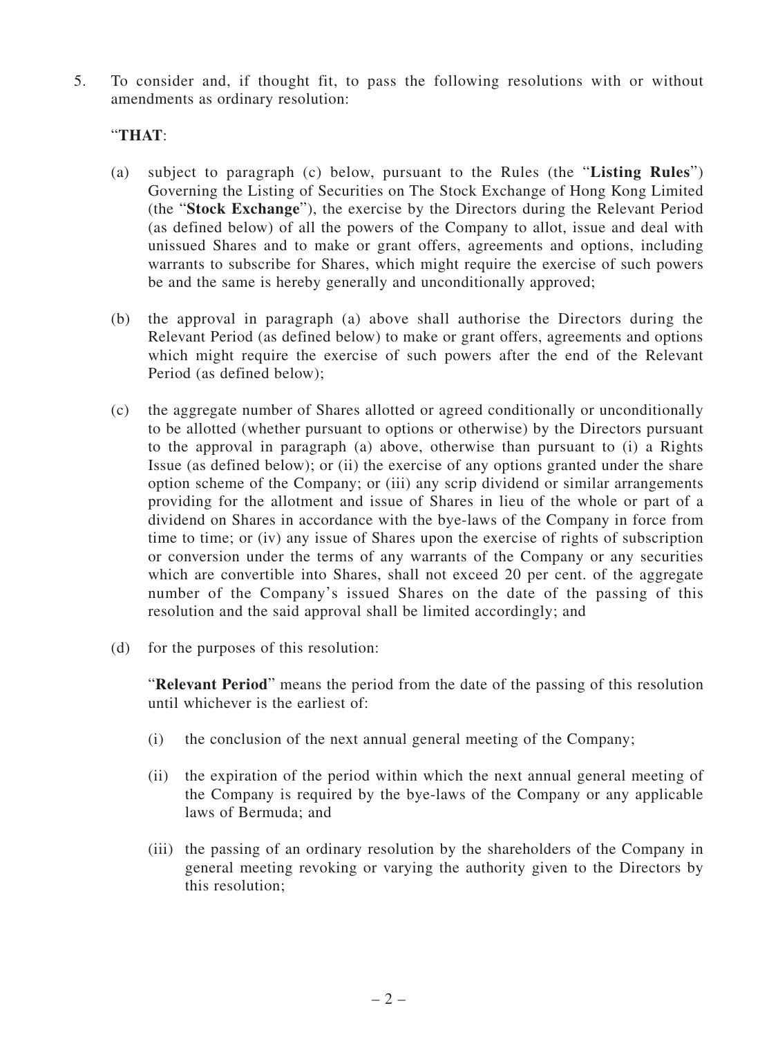5. To consider and, if thought fit, to pass the following resolutions with or without amendments as ordinary resolution:

"**THAT**:

(a) subject to paragraph (c) below, pursuant to the Rules (the "**Listing Rules**") Governing the Listing of Securities on The Stock Exchange of Hong Kong Limited (the "**Stock Exchange**"), the exercise by the Directors during the Relevant Period (as defined below) of all the powers of the Company to allot, issue and deal with unissued Shares and to make or grant offers, agreements and options, including warrants to subscribe for Shares, which might require the exercise of such powers be and the same is hereby generally and unconditionally approved;

(b) the approval in paragraph (a) above shall authorise the Directors during the Relevant Period (as defined below) to make or grant offers, agreements and options which might require the exercise of such powers after the end of the Relevant Period (as defined below);

(c) the aggregate number of Shares allotted or agreed conditionally or unconditionally to be allotted (whether pursuant to options or otherwise) by the Directors pursuant to the approval in paragraph (a) above, otherwise than pursuant to (i) a Rights Issue (as defined below); or (ii) the exercise of any options granted under the share option scheme of the Company; or (iii) any scrip dividend or similar arrangements providing for the allotment and issue of Shares in lieu of the whole or part of a dividend on Shares in accordance with the bye-laws of the Company in force from time to time; or (iv) any issue of Shares upon the exercise of rights of subscription or conversion under the terms of any warrants of the Company or any securities which are convertible into Shares, shall not exceed 20 per cent. of the aggregate number of the Company's issued Shares on the date of the passing of this resolution and the said approval shall be limited accordingly; and

(d) for the purposes of this resolution:

"**Relevant Period**" means the period from the date of the passing of this resolution until whichever is the earliest of:

(i) the conclusion of the next annual general meeting of the Company;

(ii) the expiration of the period within which the next annual general meeting of the Company is required by the bye-laws of the Company or any applicable laws of Bermuda; and

(iii) the passing of an ordinary resolution by the shareholders of the Company in general meeting revoking or varying the authority given to the Directors by this resolution;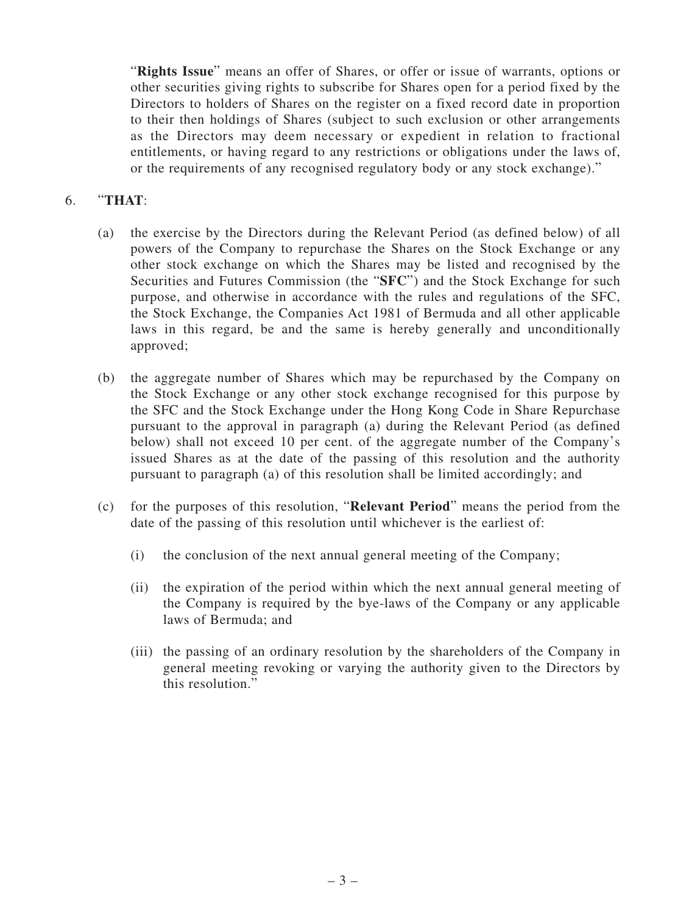"**Rights Issue**" means an offer of Shares, or offer or issue of warrants, options or other securities giving rights to subscribe for Shares open for a period fixed by the Directors to holders of Shares on the register on a fixed record date in proportion to their then holdings of Shares (subject to such exclusion or other arrangements as the Directors may deem necessary or expedient in relation to fractional entitlements, or having regard to any restrictions or obligations under the laws of, or the requirements of any recognised regulatory body or any stock exchange)."

6. "**THAT**:

   (a) the exercise by the Directors during the Relevant Period (as defined below) of all powers of the Company to repurchase the Shares on the Stock Exchange or any other stock exchange on which the Shares may be listed and recognised by the Securities and Futures Commission (the "**SFC**") and the Stock Exchange for such purpose, and otherwise in accordance with the rules and regulations of the SFC, the Stock Exchange, the Companies Act 1981 of Bermuda and all other applicable laws in this regard, be and the same is hereby generally and unconditionally approved;

   (b) the aggregate number of Shares which may be repurchased by the Company on the Stock Exchange or any other stock exchange recognised for this purpose by the SFC and the Stock Exchange under the Hong Kong Code in Share Repurchase pursuant to the approval in paragraph (a) during the Relevant Period (as defined below) shall not exceed 10 per cent. of the aggregate number of the Company's issued Shares as at the date of the passing of this resolution and the authority pursuant to paragraph (a) of this resolution shall be limited accordingly; and

   (c) for the purposes of this resolution, "**Relevant Period**" means the period from the date of the passing of this resolution until whichever is the earliest of:

      (i) the conclusion of the next annual general meeting of the Company;

      (ii) the expiration of the period within which the next annual general meeting of the Company is required by the bye-laws of the Company or any applicable laws of Bermuda; and

      (iii) the passing of an ordinary resolution by the shareholders of the Company in general meeting revoking or varying the authority given to the Directors by this resolution."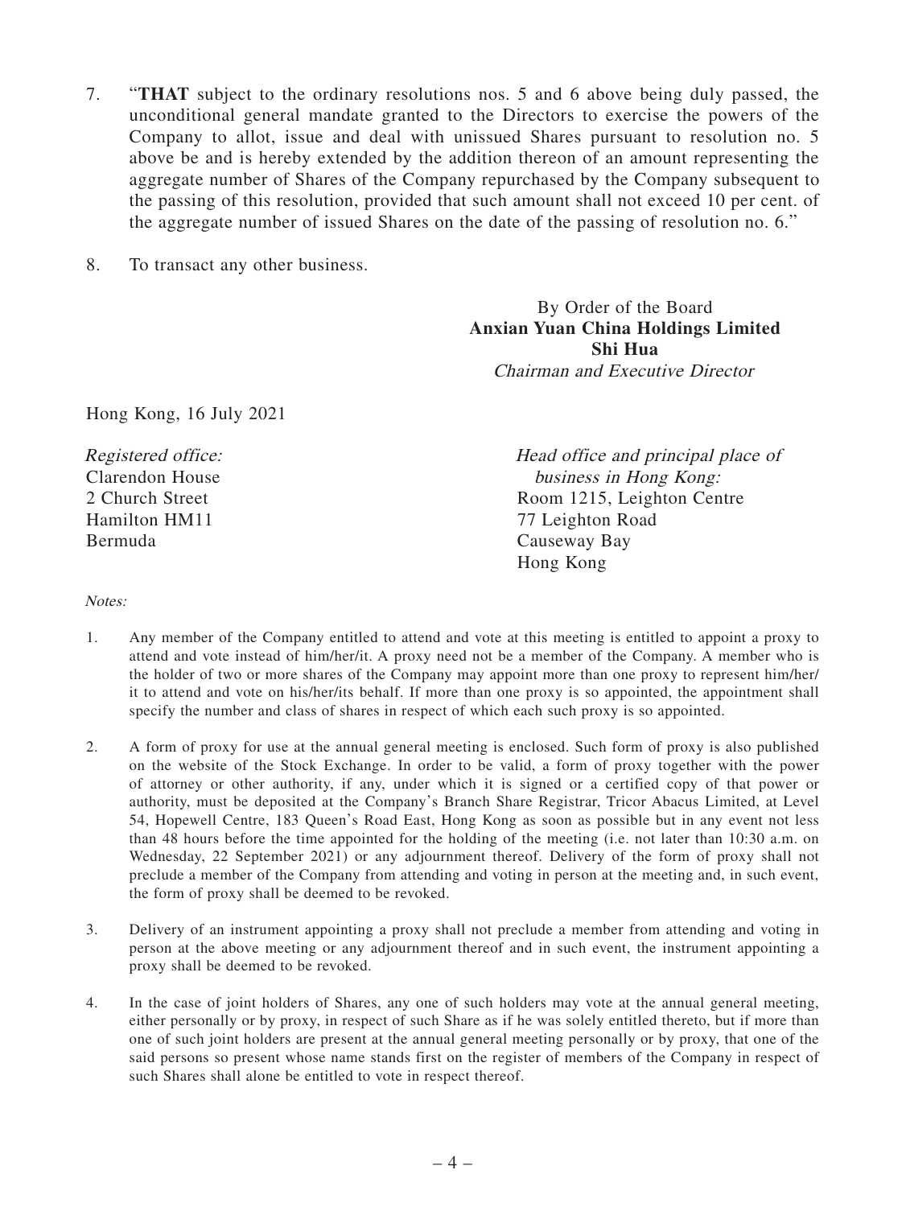7. "**THAT** subject to the ordinary resolutions nos. 5 and 6 above being duly passed, the unconditional general mandate granted to the Directors to exercise the powers of the Company to allot, issue and deal with unissued Shares pursuant to resolution no. 5 above be and is hereby extended by the addition thereon of an amount representing the aggregate number of Shares of the Company repurchased by the Company subsequent to the passing of this resolution, provided that such amount shall not exceed 10 per cent. of the aggregate number of issued Shares on the date of the passing of resolution no. 6."

8. To transact any other business.

By Order of the Board
**Anxian Yuan China Holdings Limited**
**Shi Hua**
*Chairman and Executive Director*

Hong Kong, 16 July 2021

*Registered office:*
Clarendon House
2 Church Street
Hamilton HM11
Bermuda

*Head office and principal place of business in Hong Kong:*
Room 1215, Leighton Centre
77 Leighton Road
Causeway Bay
Hong Kong

*Notes:*

1. Any member of the Company entitled to attend and vote at this meeting is entitled to appoint a proxy to attend and vote instead of him/her/it. A proxy need not be a member of the Company. A member who is the holder of two or more shares of the Company may appoint more than one proxy to represent him/her/it to attend and vote on his/her/its behalf. If more than one proxy is so appointed, the appointment shall specify the number and class of shares in respect of which each such proxy is so appointed.

2. A form of proxy for use at the annual general meeting is enclosed. Such form of proxy is also published on the website of the Stock Exchange. In order to be valid, a form of proxy together with the power of attorney or other authority, if any, under which it is signed or a certified copy of that power or authority, must be deposited at the Company's Branch Share Registrar, Tricor Abacus Limited, at Level 54, Hopewell Centre, 183 Queen's Road East, Hong Kong as soon as possible but in any event not less than 48 hours before the time appointed for the holding of the meeting (i.e. not later than 10:30 a.m. on Wednesday, 22 September 2021) or any adjournment thereof. Delivery of the form of proxy shall not preclude a member of the Company from attending and voting in person at the meeting and, in such event, the form of proxy shall be deemed to be revoked.

3. Delivery of an instrument appointing a proxy shall not preclude a member from attending and voting in person at the above meeting or any adjournment thereof and in such event, the instrument appointing a proxy shall be deemed to be revoked.

4. In the case of joint holders of Shares, any one of such holders may vote at the annual general meeting, either personally or by proxy, in respect of such Share as if he was solely entitled thereto, but if more than one of such joint holders are present at the annual general meeting personally or by proxy, that one of the said persons so present whose name stands first on the register of members of the Company in respect of such Shares shall alone be entitled to vote in respect thereof.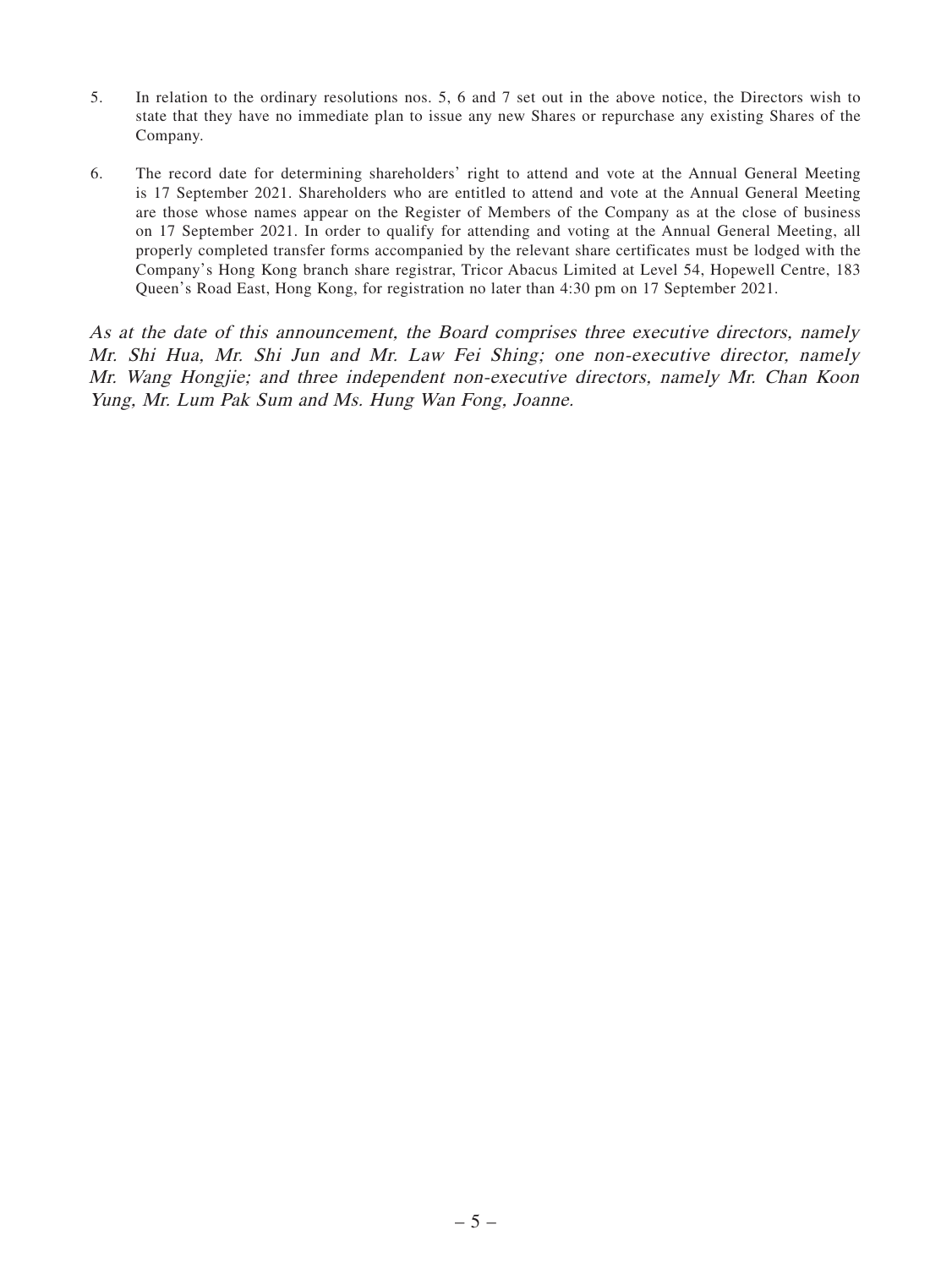5. In relation to the ordinary resolutions nos. 5, 6 and 7 set out in the above notice, the Directors wish to state that they have no immediate plan to issue any new Shares or repurchase any existing Shares of the Company.

6. The record date for determining shareholders' right to attend and vote at the Annual General Meeting is 17 September 2021. Shareholders who are entitled to attend and vote at the Annual General Meeting are those whose names appear on the Register of Members of the Company as at the close of business on 17 September 2021. In order to qualify for attending and voting at the Annual General Meeting, all properly completed transfer forms accompanied by the relevant share certificates must be lodged with the Company's Hong Kong branch share registrar, Tricor Abacus Limited at Level 54, Hopewell Centre, 183 Queen's Road East, Hong Kong, for registration no later than 4:30 pm on 17 September 2021.

*As at the date of this announcement, the Board comprises three executive directors, namely Mr. Shi Hua, Mr. Shi Jun and Mr. Law Fei Shing; one non-executive director, namely Mr. Wang Hongjie; and three independent non-executive directors, namely Mr. Chan Koon Yung, Mr. Lum Pak Sum and Ms. Hung Wan Fong, Joanne.*